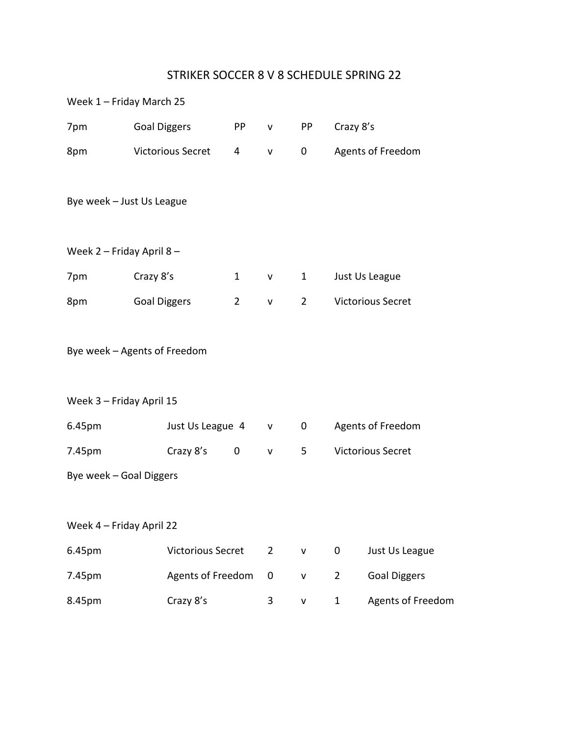# STRIKER SOCCER 8 V 8 SCHEDULE SPRING 22

Week 1 – Friday March 25

| | | | | | |
|---|---|---|---|---|---|
| 7pm | Goal Diggers | PP | v | PP | Crazy 8's |
| 8pm | Victorious Secret | 4 | v | 0 | Agents of Freedom |

Bye week – Just Us League

Week 2 – Friday April 8 –

| | | | | | |
|---|---|---|---|---|---|
| 7pm | Crazy 8's | 1 | v | 1 | Just Us League |
| 8pm | Goal Diggers | 2 | v | 2 | Victorious Secret |

Bye week – Agents of Freedom

Week 3 – Friday April 15

| | | | | | |
|---|---|---|---|---|---|
| 6.45pm | Just Us League | 4 | v | 0 | Agents of Freedom |
| 7.45pm | Crazy 8's | 0 | v | 5 | Victorious Secret |

Bye week – Goal Diggers

Week 4 – Friday April 22

| | | | | | |
|---|---|---|---|---|---|
| 6.45pm | Victorious Secret | 2 | v | 0 | Just Us League |
| 7.45pm | Agents of Freedom | 0 | v | 2 | Goal Diggers |
| 8.45pm | Crazy 8's | 3 | v | 1 | Agents of Freedom |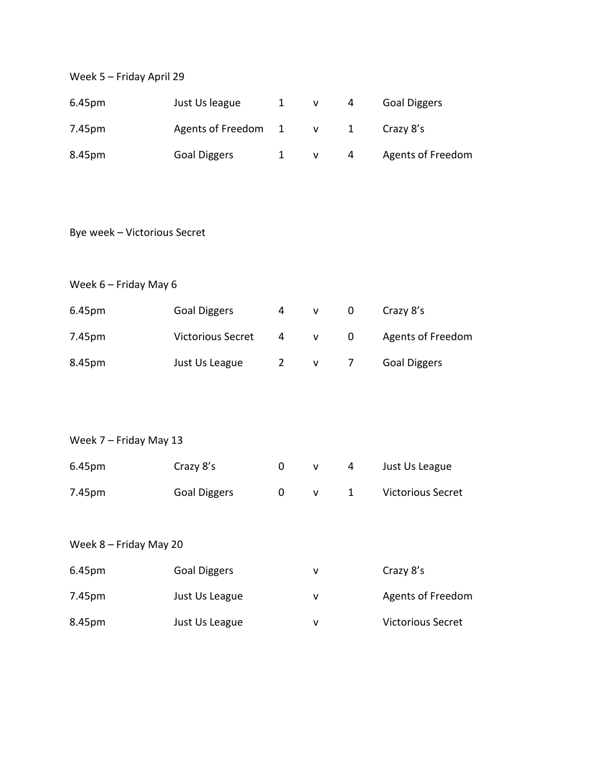Week 5 – Friday April 29

| | | | | | |
|---|---|---|---|---|---|
| 6.45pm | Just Us league | 1 | v | 4 | Goal Diggers |
| 7.45pm | Agents of Freedom | 1 | v | 1 | Crazy 8's |
| 8.45pm | Goal Diggers | 1 | v | 4 | Agents of Freedom |

Bye week – Victorious Secret

Week 6 – Friday May 6

| | | | | | |
|---|---|---|---|---|---|
| 6.45pm | Goal Diggers | 4 | v | 0 | Crazy 8's |
| 7.45pm | Victorious Secret | 4 | v | 0 | Agents of Freedom |
| 8.45pm | Just Us League | 2 | v | 7 | Goal Diggers |

Week 7 – Friday May 13

| | | | | | |
|---|---|---|---|---|---|
| 6.45pm | Crazy 8's | 0 | v | 4 | Just Us League |
| 7.45pm | Goal Diggers | 0 | v | 1 | Victorious Secret |

Week 8 – Friday May 20

| | | | | | |
|---|---|---|---|---|---|
| 6.45pm | Goal Diggers | | v | | Crazy 8's |
| 7.45pm | Just Us League | | v | | Agents of Freedom |
| 8.45pm | Just Us League | | v | | Victorious Secret |